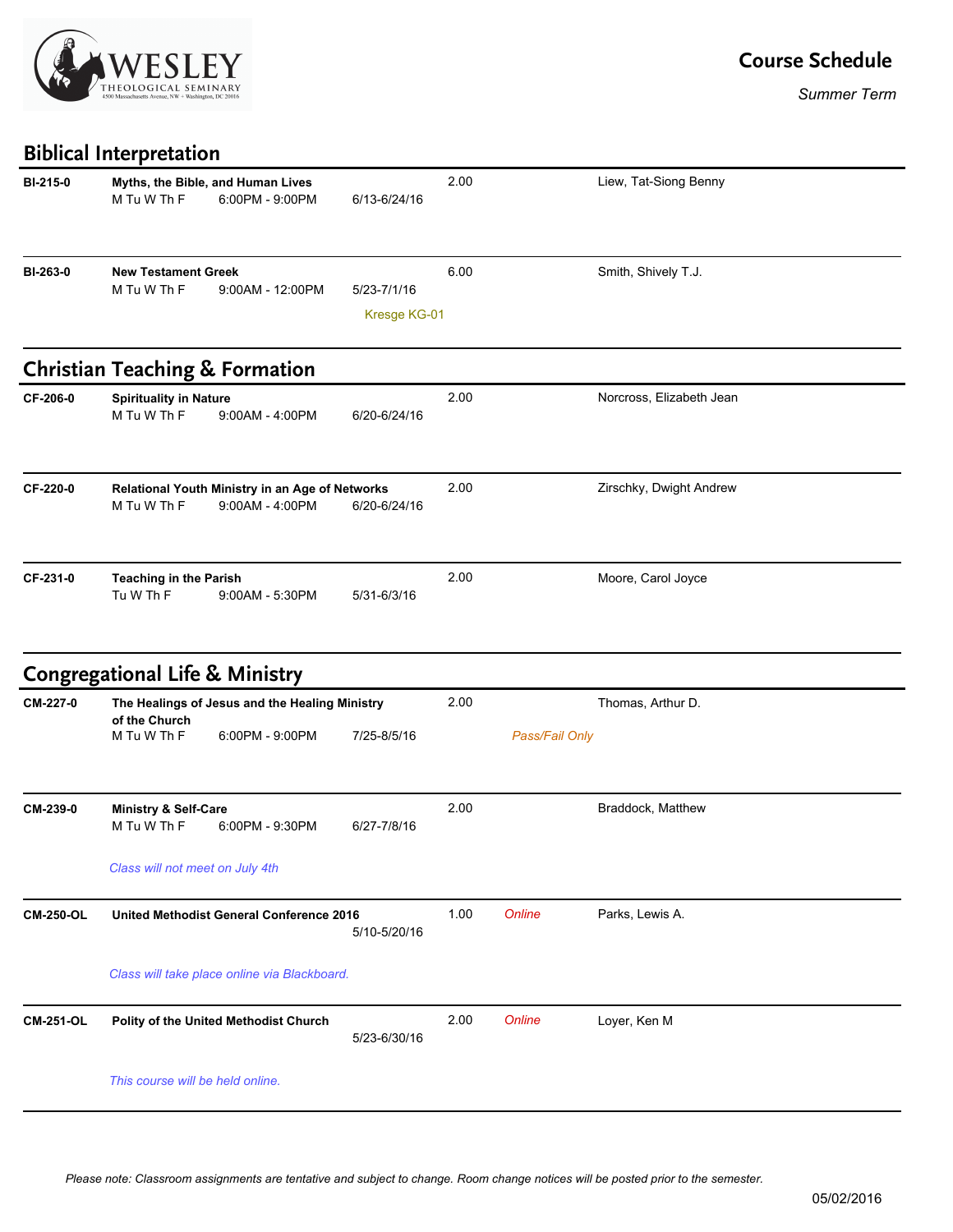WESLEY THEOLOGICAL SEMINARY
4500 Massachusetts Avenue, NW • Washington, DC 20016

# Course Schedule

*Summer Term*

## Biblical Interpretation

**BI-215-0** — **Myths, the Bible, and Human Lives** — 2.00 — Liew, Tat-Siong Benny
M Tu W Th F — 6:00PM - 9:00PM — 6/13-6/24/16

**BI-263-0** — **New Testament Greek** — 6.00 — Smith, Shively T.J.
M Tu W Th F — 9:00AM - 12:00PM — 5/23-7/1/16
Kresge KG-01

## Christian Teaching & Formation

**CF-206-0** — **Spirituality in Nature** — 2.00 — Norcross, Elizabeth Jean
M Tu W Th F — 9:00AM - 4:00PM — 6/20-6/24/16

**CF-220-0** — **Relational Youth Ministry in an Age of Networks** — 2.00 — Zirschky, Dwight Andrew
M Tu W Th F — 9:00AM - 4:00PM — 6/20-6/24/16

**CF-231-0** — **Teaching in the Parish** — 2.00 — Moore, Carol Joyce
Tu W Th F — 9:00AM - 5:30PM — 5/31-6/3/16

## Congregational Life & Ministry

**CM-227-0** — **The Healings of Jesus and the Healing Ministry of the Church** — 2.00 — Thomas, Arthur D.
M Tu W Th F — 6:00PM - 9:00PM — 7/25-8/5/16
*Pass/Fail Only*

**CM-239-0** — **Ministry & Self-Care** — 2.00 — Braddock, Matthew
M Tu W Th F — 6:00PM - 9:30PM — 6/27-7/8/16

*Class will not meet on July 4th*

**CM-250-OL** — **United Methodist General Conference 2016** — 1.00 — *Online* — Parks, Lewis A.
5/10-5/20/16

*Class will take place online via Blackboard.*

**CM-251-OL** — **Polity of the United Methodist Church** — 2.00 — *Online* — Loyer, Ken M
5/23-6/30/16

*This course will be held online.*

*Please note: Classroom assignments are tentative and subject to change. Room change notices will be posted prior to the semester.*

05/02/2016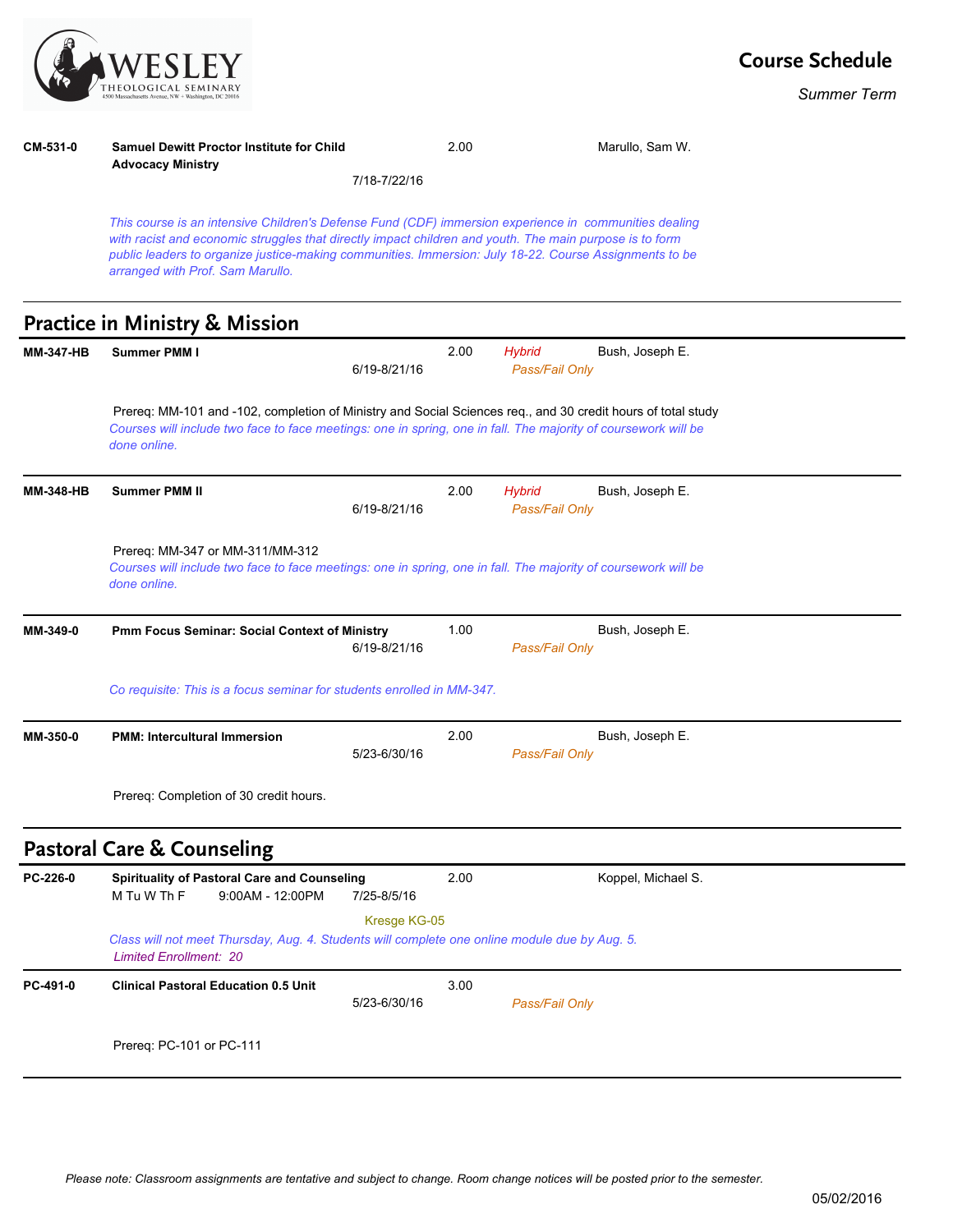**CM-531-0** **Samuel Dewitt Proctor Institute for Child Advocacy Ministry** 2.00 Marullo, Sam W.
7/18-7/22/16

*This course is an intensive Children's Defense Fund (CDF) immersion experience in communities dealing with racist and economic struggles that directly impact children and youth. The main purpose is to form public leaders to organize justice-making communities. Immersion: July 18-22. Course Assignments to be arranged with Prof. Sam Marullo.*

---

## Practice in Ministry & Mission

**MM-347-HB** **Summer PMM I** 2.00 *Hybrid* Bush, Joseph E.
6/19-8/21/16 *Pass/Fail Only*

Prereq: MM-101 and -102, completion of Ministry and Social Sciences req., and 30 credit hours of total study
*Courses will include two face to face meetings: one in spring, one in fall. The majority of coursework will be done online.*

---

**MM-348-HB** **Summer PMM II** 2.00 *Hybrid* Bush, Joseph E.
6/19-8/21/16 *Pass/Fail Only*

Prereq: MM-347 or MM-311/MM-312
*Courses will include two face to face meetings: one in spring, one in fall. The majority of coursework will be done online.*

---

**MM-349-0** **Pmm Focus Seminar: Social Context of Ministry** 1.00 Bush, Joseph E.
6/19-8/21/16 *Pass/Fail Only*

*Co requisite: This is a focus seminar for students enrolled in MM-347.*

---

**MM-350-0** **PMM: Intercultural Immersion** 2.00 Bush, Joseph E.
5/23-6/30/16 *Pass/Fail Only*

Prereq: Completion of 30 credit hours.

---

## Pastoral Care & Counseling

**PC-226-0** **Spirituality of Pastoral Care and Counseling** 2.00 Koppel, Michael S.
M Tu W Th F 9:00AM - 12:00PM 7/25-8/5/16
Kresge KG-05

*Class will not meet Thursday, Aug. 4. Students will complete one online module due by Aug. 5.*
*Limited Enrollment: 20*

---

**PC-491-0** **Clinical Pastoral Education 0.5 Unit** 3.00
5/23-6/30/16 *Pass/Fail Only*

Prereq: PC-101 or PC-111

---

*Please note: Classroom assignments are tentative and subject to change. Room change notices will be posted prior to the semester.*

05/02/2016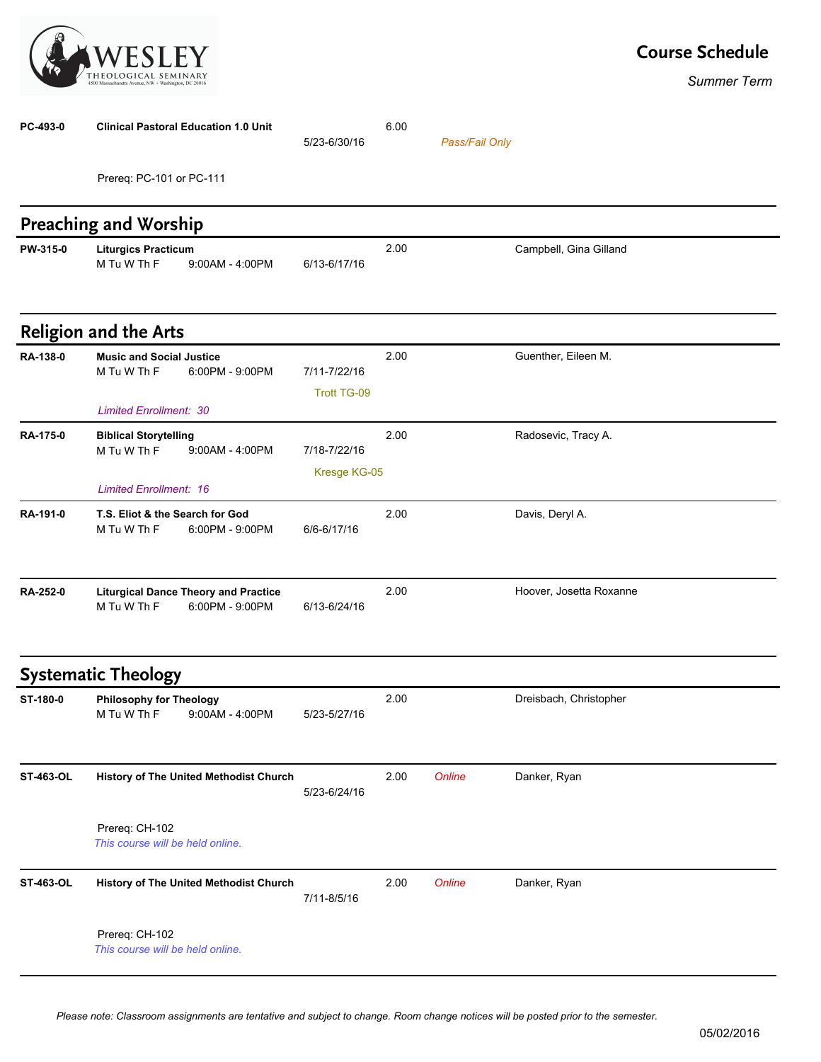# Course Schedule

*Summer Term*

| Course | Title / Days / Time | Dates / Room | Credits | Notes | Instructor |
|---|---|---|---|---|---|
| **PC-493-0** | **Clinical Pastoral Education 1.0 Unit** | 5/23-6/30/16 | 6.00 | *Pass/Fail Only* | |
| | Prereq: PC-101 or PC-111 | | | | |

## Preaching and Worship

| Course | Title / Days / Time | Dates / Room | Credits | Notes | Instructor |
|---|---|---|---|---|---|
| **PW-315-0** | **Liturgics Practicum**<br>M Tu W Th F 9:00AM - 4:00PM | 6/13-6/17/16 | 2.00 | | Campbell, Gina Gilland |

## Religion and the Arts

| Course | Title / Days / Time | Dates / Room | Credits | Notes | Instructor |
|---|---|---|---|---|---|
| **RA-138-0** | **Music and Social Justice**<br>M Tu W Th F 6:00PM - 9:00PM | 7/11-7/22/16<br>Trott TG-09 | 2.00 | | Guenther, Eileen M. |
| | *Limited Enrollment: 30* | | | | |
| **RA-175-0** | **Biblical Storytelling**<br>M Tu W Th F 9:00AM - 4:00PM | 7/18-7/22/16<br>Kresge KG-05 | 2.00 | | Radosevic, Tracy A. |
| | *Limited Enrollment: 16* | | | | |
| **RA-191-0** | **T.S. Eliot & the Search for God**<br>M Tu W Th F 6:00PM - 9:00PM | 6/6-6/17/16 | 2.00 | | Davis, Deryl A. |
| **RA-252-0** | **Liturgical Dance Theory and Practice**<br>M Tu W Th F 6:00PM - 9:00PM | 6/13-6/24/16 | 2.00 | | Hoover, Josetta Roxanne |

## Systematic Theology

| Course | Title / Days / Time | Dates / Room | Credits | Notes | Instructor |
|---|---|---|---|---|---|
| **ST-180-0** | **Philosophy for Theology**<br>M Tu W Th F 9:00AM - 4:00PM | 5/23-5/27/16 | 2.00 | | Dreisbach, Christopher |
| **ST-463-OL** | **History of The United Methodist Church** | 5/23-6/24/16 | 2.00 | *Online* | Danker, Ryan |
| | Prereq: CH-102<br>*This course will be held online.* | | | | |
| **ST-463-OL** | **History of The United Methodist Church** | 7/11-8/5/16 | 2.00 | *Online* | Danker, Ryan |
| | Prereq: CH-102<br>*This course will be held online.* | | | | |

*Please note: Classroom assignments are tentative and subject to change. Room change notices will be posted prior to the semester.*

05/02/2016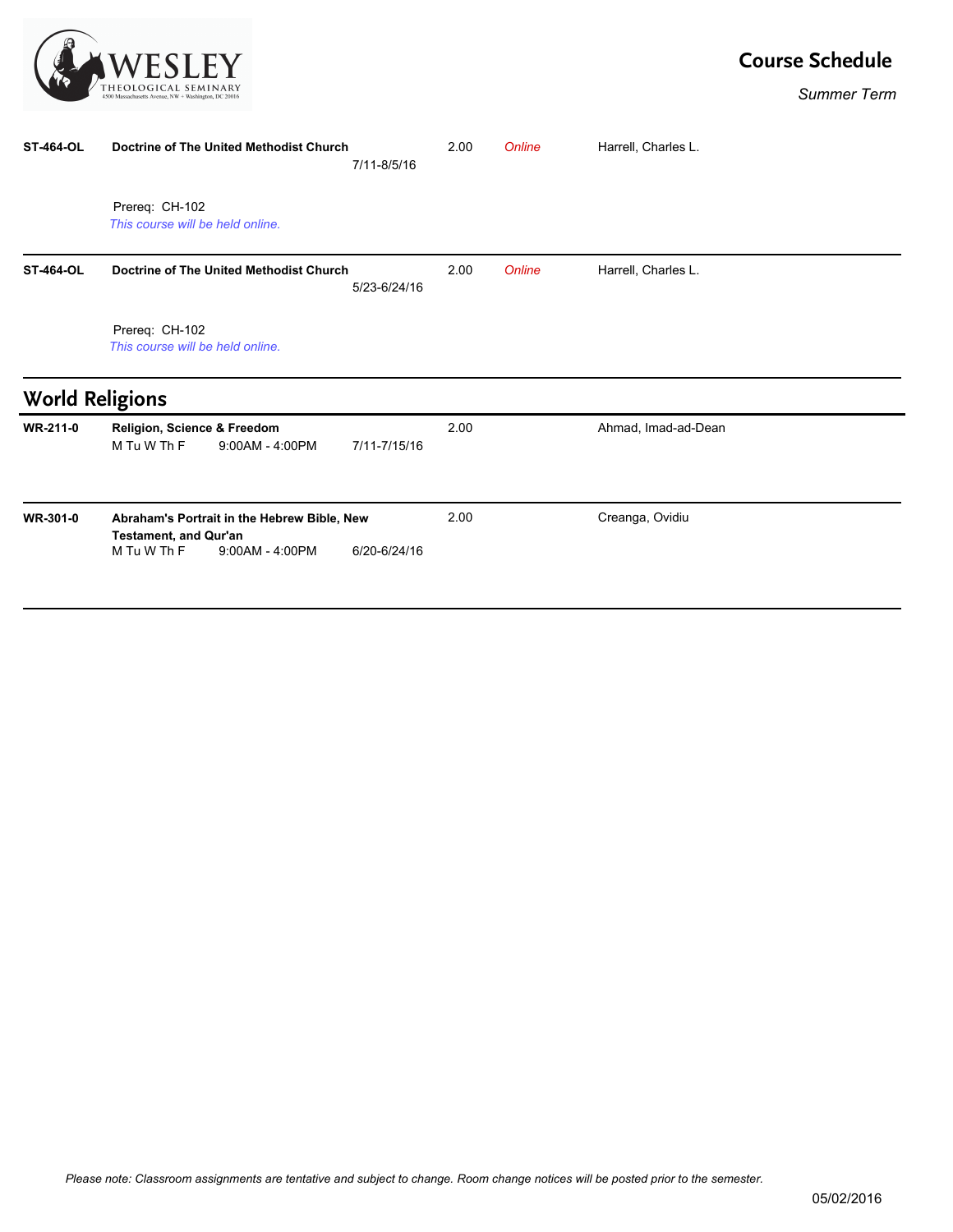| | | | | | |
|---|---|---|---|---|---|
| **ST-464-OL** | **Doctrine of The United Methodist Church** | 7/11-8/5/16 | 2.00 | *Online* | Harrell, Charles L. |
| | Prereq: CH-102<br>*This course will be held online.* | | | | |
| **ST-464-OL** | **Doctrine of The United Methodist Church** | 5/23-6/24/16 | 2.00 | *Online* | Harrell, Charles L. |
| | Prereq: CH-102<br>*This course will be held online.* | | | | |

## World Religions

| | | | | | |
|---|---|---|---|---|---|
| **WR-211-0** | **Religion, Science & Freedom**<br>M Tu W Th F 9:00AM - 4:00PM | 7/11-7/15/16 | 2.00 | | Ahmad, Imad-ad-Dean |
| **WR-301-0** | **Abraham's Portrait in the Hebrew Bible, New Testament, and Qur'an**<br>M Tu W Th F 9:00AM - 4:00PM | 6/20-6/24/16 | 2.00 | | Creanga, Ovidiu |

*Please note: Classroom assignments are tentative and subject to change. Room change notices will be posted prior to the semester.*